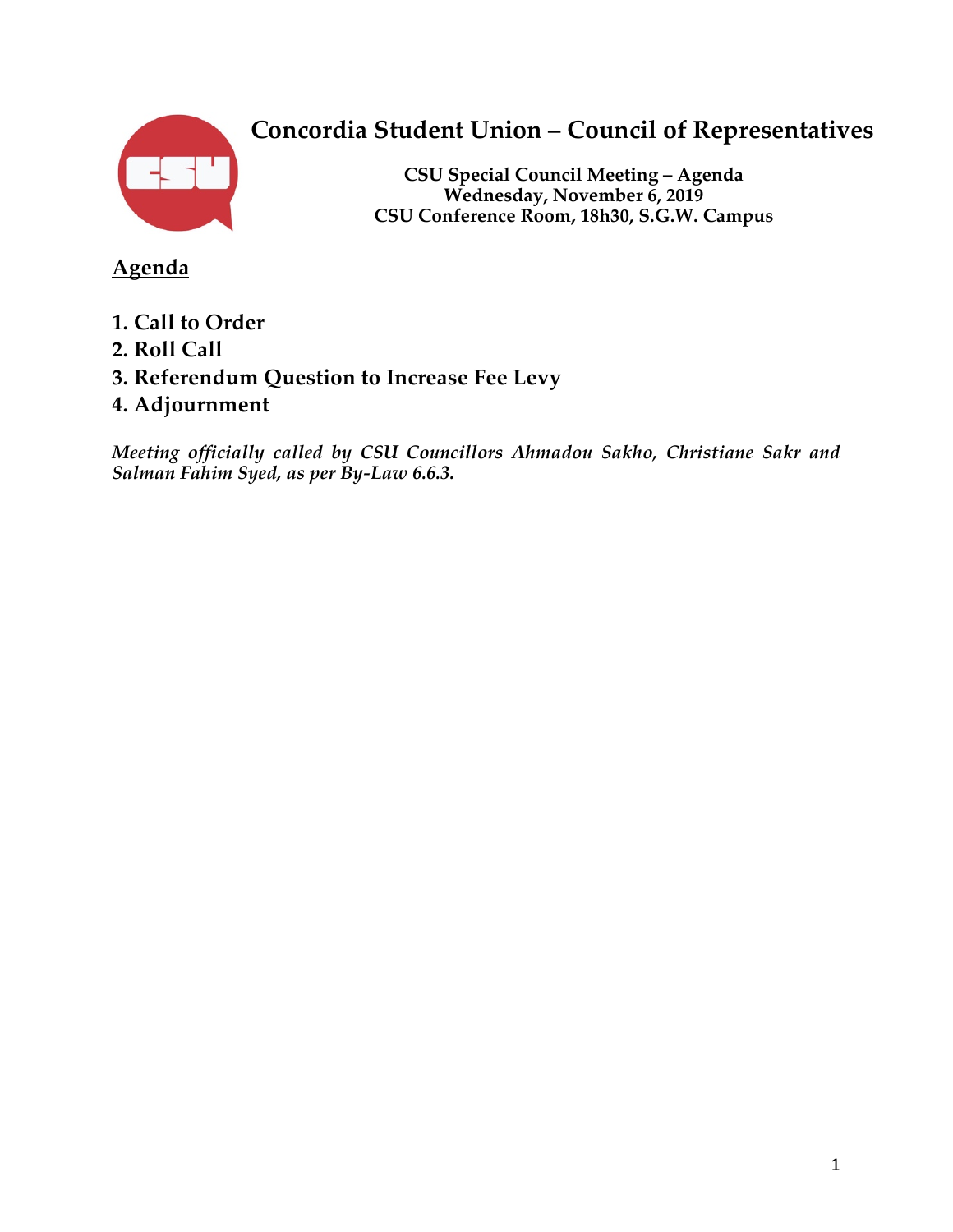# Concordia Student Union – Council of Representatives

**CSU Special Council Meeting – Agenda**
**Wednesday, November 6, 2019**
**CSU Conference Room, 18h30, S.G.W. Campus**

## Agenda

1. **Call to Order**
2. **Roll Call**
3. **Referendum Question to Increase Fee Levy**
4. **Adjournment**

***Meeting officially called by CSU Councillors Ahmadou Sakho, Christiane Sakr and Salman Fahim Syed, as per By-Law 6.6.3.***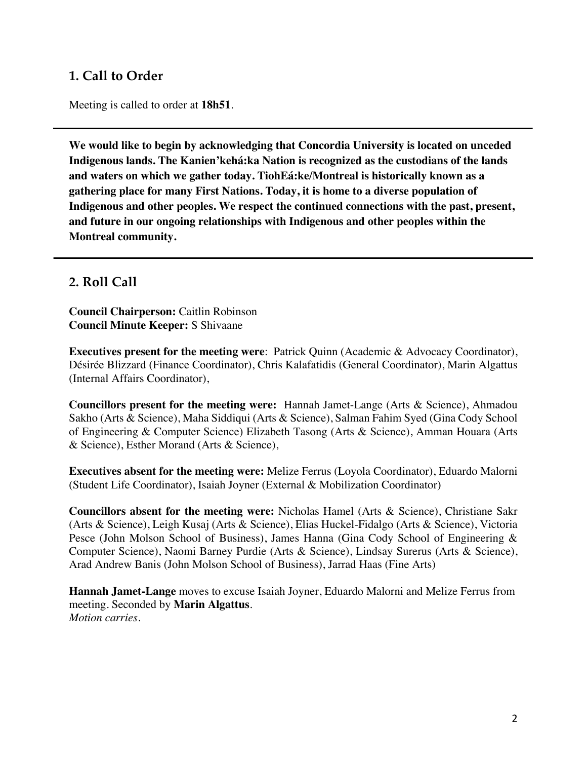## 1. Call to Order

Meeting is called to order at **18h51**.

---

**We would like to begin by acknowledging that Concordia University is located on unceded Indigenous lands. The Kanien'kehá:ka Nation is recognized as the custodians of the lands and waters on which we gather today. TiohEá:ke/Montreal is historically known as a gathering place for many First Nations. Today, it is home to a diverse population of Indigenous and other peoples. We respect the continued connections with the past, present, and future in our ongoing relationships with Indigenous and other peoples within the Montreal community.**

---

## 2. Roll Call

**Council Chairperson:** Caitlin Robinson
**Council Minute Keeper:** S Shivaane

**Executives present for the meeting were**: Patrick Quinn (Academic & Advocacy Coordinator), Désirée Blizzard (Finance Coordinator), Chris Kalafatidis (General Coordinator), Marin Algattus (Internal Affairs Coordinator),

**Councillors present for the meeting were:** Hannah Jamet-Lange (Arts & Science), Ahmadou Sakho (Arts & Science), Maha Siddiqui (Arts & Science), Salman Fahim Syed (Gina Cody School of Engineering & Computer Science) Elizabeth Tasong (Arts & Science), Amman Houara (Arts & Science), Esther Morand (Arts & Science),

**Executives absent for the meeting were:** Melize Ferrus (Loyola Coordinator), Eduardo Malorni (Student Life Coordinator), Isaiah Joyner (External & Mobilization Coordinator)

**Councillors absent for the meeting were:** Nicholas Hamel (Arts & Science), Christiane Sakr (Arts & Science), Leigh Kusaj (Arts & Science), Elias Huckel-Fidalgo (Arts & Science), Victoria Pesce (John Molson School of Business), James Hanna (Gina Cody School of Engineering & Computer Science), Naomi Barney Purdie (Arts & Science), Lindsay Surerus (Arts & Science), Arad Andrew Banis (John Molson School of Business), Jarrad Haas (Fine Arts)

**Hannah Jamet-Lange** moves to excuse Isaiah Joyner, Eduardo Malorni and Melize Ferrus from meeting. Seconded by **Marin Algattus**.
*Motion carries.*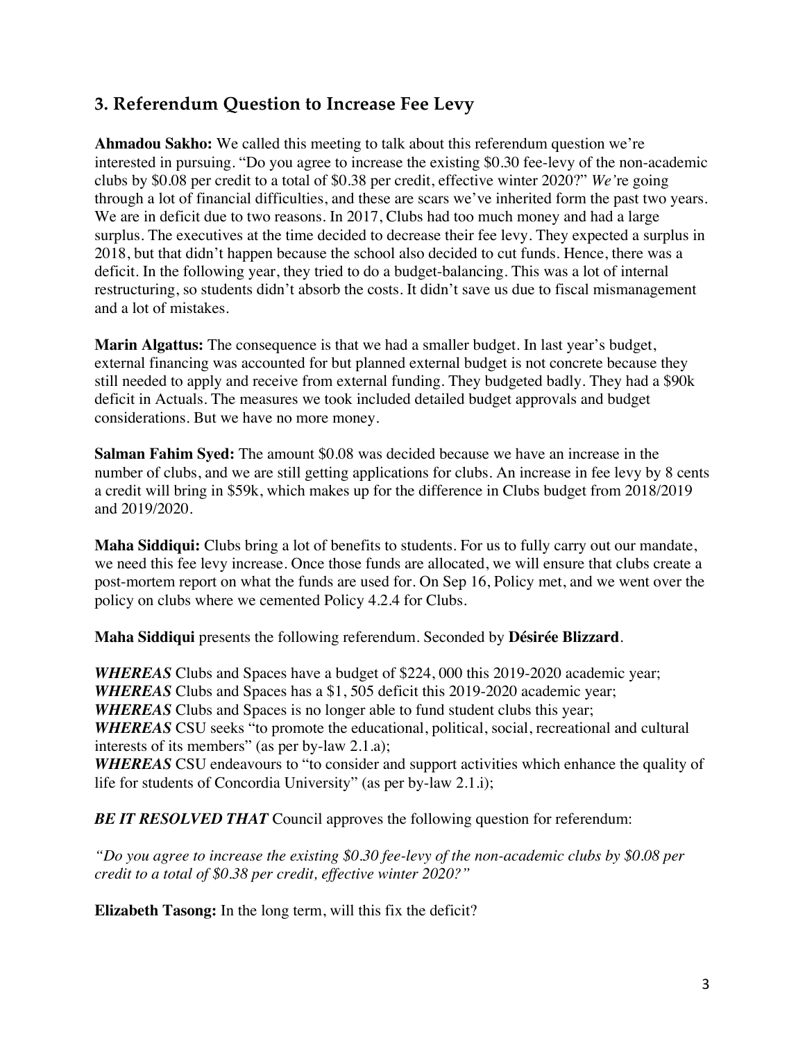## 3. Referendum Question to Increase Fee Levy

**Ahmadou Sakho:** We called this meeting to talk about this referendum question we're interested in pursuing. "Do you agree to increase the existing $0.30 fee-levy of the non-academic clubs by $0.08 per credit to a total of $0.38 per credit, effective winter 2020?" *We'*re going through a lot of financial difficulties, and these are scars we've inherited form the past two years. We are in deficit due to two reasons. In 2017, Clubs had too much money and had a large surplus. The executives at the time decided to decrease their fee levy. They expected a surplus in 2018, but that didn't happen because the school also decided to cut funds. Hence, there was a deficit. In the following year, they tried to do a budget-balancing. This was a lot of internal restructuring, so students didn't absorb the costs. It didn't save us due to fiscal mismanagement and a lot of mistakes.

**Marin Algattus:** The consequence is that we had a smaller budget. In last year's budget, external financing was accounted for but planned external budget is not concrete because they still needed to apply and receive from external funding. They budgeted badly. They had a $90k deficit in Actuals. The measures we took included detailed budget approvals and budget considerations. But we have no more money.

**Salman Fahim Syed:** The amount $0.08 was decided because we have an increase in the number of clubs, and we are still getting applications for clubs. An increase in fee levy by 8 cents a credit will bring in $59k, which makes up for the difference in Clubs budget from 2018/2019 and 2019/2020.

**Maha Siddiqui:** Clubs bring a lot of benefits to students. For us to fully carry out our mandate, we need this fee levy increase. Once those funds are allocated, we will ensure that clubs create a post-mortem report on what the funds are used for. On Sep 16, Policy met, and we went over the policy on clubs where we cemented Policy 4.2.4 for Clubs.

**Maha Siddiqui** presents the following referendum. Seconded by **Désirée Blizzard**.

***WHEREAS*** Clubs and Spaces have a budget of $224, 000 this 2019-2020 academic year;
***WHEREAS*** Clubs and Spaces has a $1, 505 deficit this 2019-2020 academic year;
***WHEREAS*** Clubs and Spaces is no longer able to fund student clubs this year;
***WHEREAS*** CSU seeks "to promote the educational, political, social, recreational and cultural interests of its members" (as per by-law 2.1.a);
***WHEREAS*** CSU endeavours to "to consider and support activities which enhance the quality of life for students of Concordia University" (as per by-law 2.1.i);

***BE IT RESOLVED THAT*** Council approves the following question for referendum:

*"Do you agree to increase the existing $0.30 fee-levy of the non-academic clubs by $0.08 per credit to a total of $0.38 per credit, effective winter 2020?"*

**Elizabeth Tasong:** In the long term, will this fix the deficit?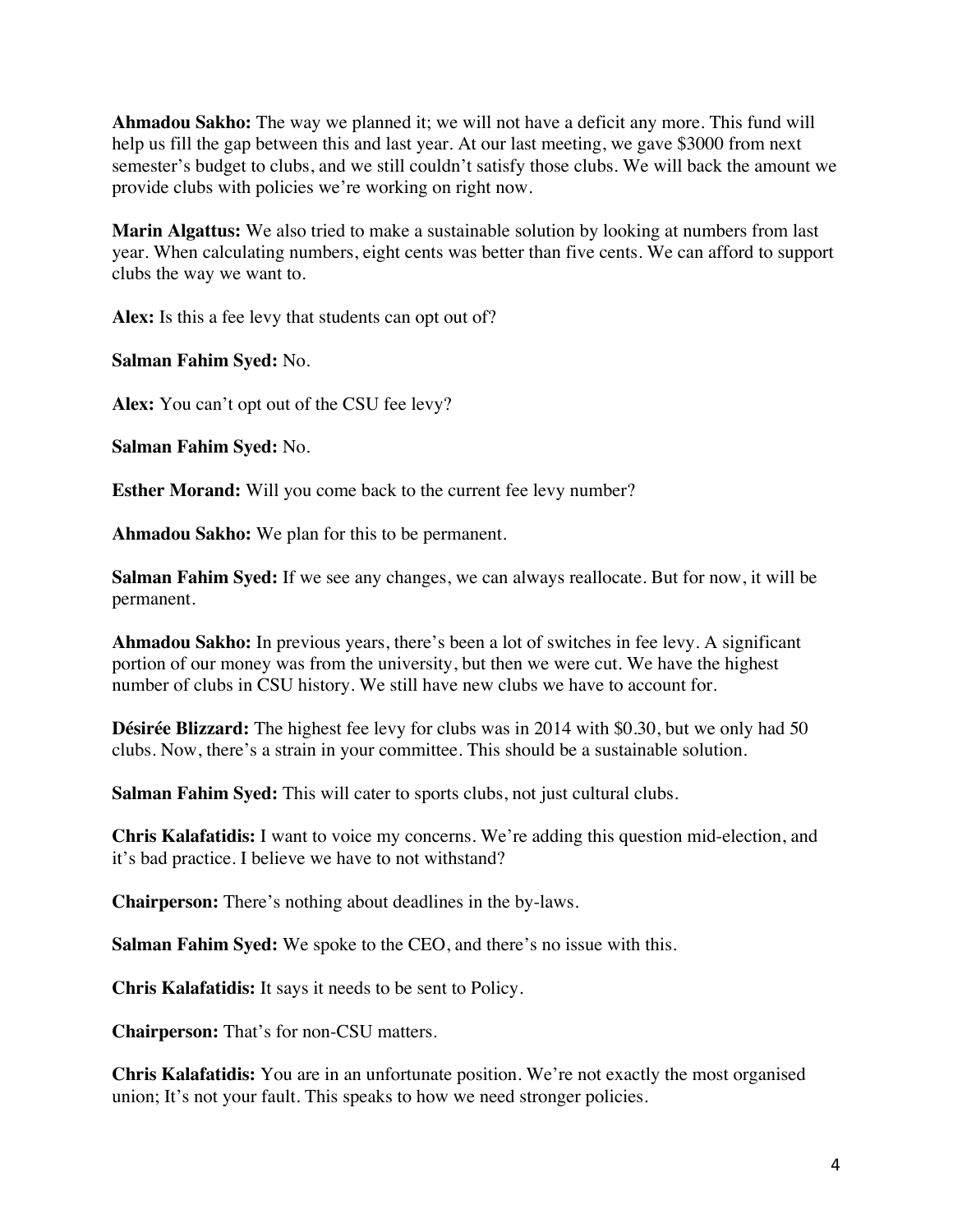**Ahmadou Sakho:** The way we planned it; we will not have a deficit any more. This fund will help us fill the gap between this and last year. At our last meeting, we gave $3000 from next semester's budget to clubs, and we still couldn't satisfy those clubs. We will back the amount we provide clubs with policies we're working on right now.

**Marin Algattus:** We also tried to make a sustainable solution by looking at numbers from last year. When calculating numbers, eight cents was better than five cents. We can afford to support clubs the way we want to.

**Alex:** Is this a fee levy that students can opt out of?

**Salman Fahim Syed:** No.

**Alex:** You can't opt out of the CSU fee levy?

**Salman Fahim Syed:** No.

**Esther Morand:** Will you come back to the current fee levy number?

**Ahmadou Sakho:** We plan for this to be permanent.

**Salman Fahim Syed:** If we see any changes, we can always reallocate. But for now, it will be permanent.

**Ahmadou Sakho:** In previous years, there's been a lot of switches in fee levy. A significant portion of our money was from the university, but then we were cut. We have the highest number of clubs in CSU history. We still have new clubs we have to account for.

**Désirée Blizzard:** The highest fee levy for clubs was in 2014 with $0.30, but we only had 50 clubs. Now, there's a strain in your committee. This should be a sustainable solution.

**Salman Fahim Syed:** This will cater to sports clubs, not just cultural clubs.

**Chris Kalafatidis:** I want to voice my concerns. We're adding this question mid-election, and it's bad practice. I believe we have to not withstand?

**Chairperson:** There's nothing about deadlines in the by-laws.

**Salman Fahim Syed:** We spoke to the CEO, and there's no issue with this.

**Chris Kalafatidis:** It says it needs to be sent to Policy.

**Chairperson:** That's for non-CSU matters.

**Chris Kalafatidis:** You are in an unfortunate position. We're not exactly the most organised union; It's not your fault. This speaks to how we need stronger policies.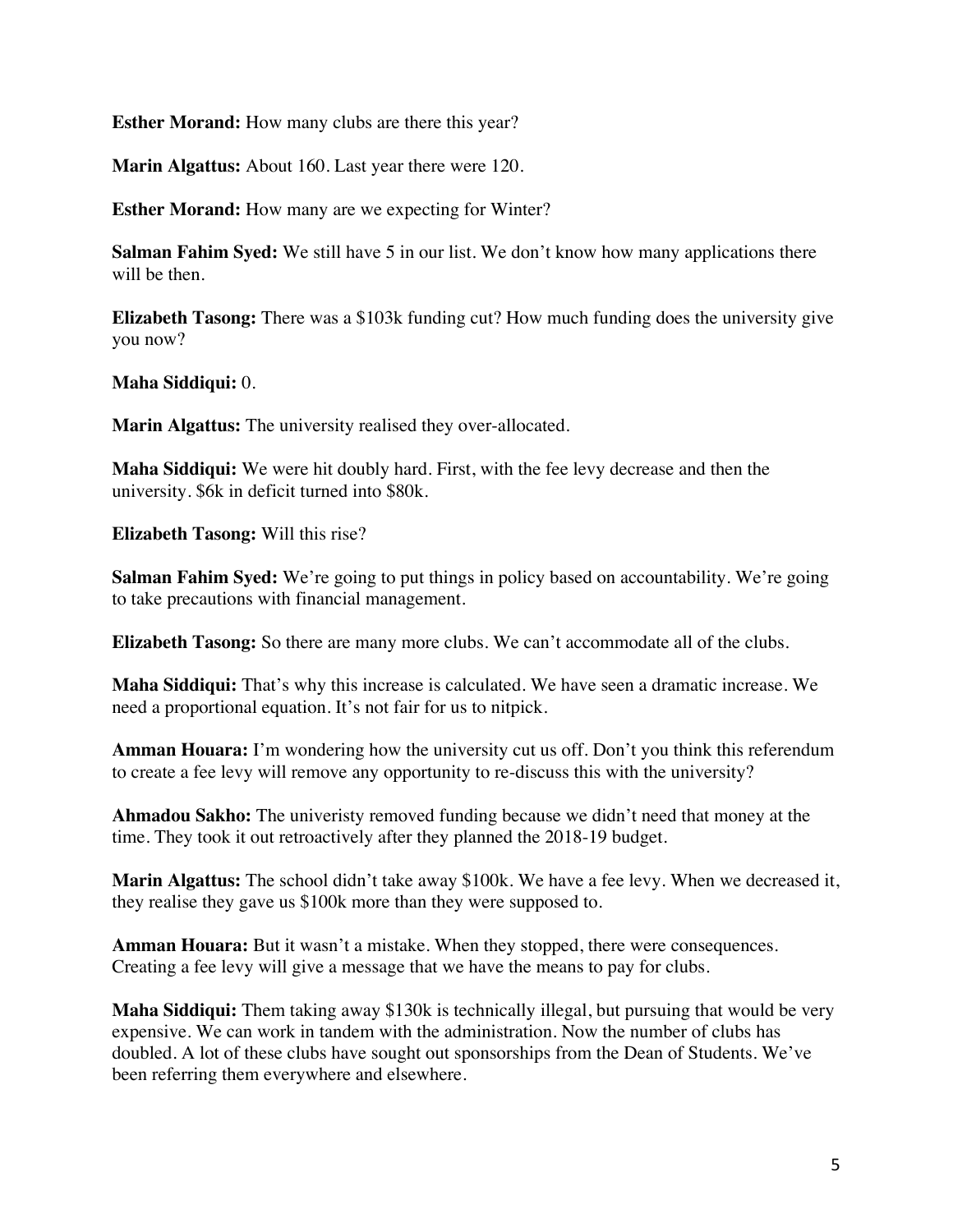**Esther Morand:** How many clubs are there this year?

**Marin Algattus:** About 160. Last year there were 120.

**Esther Morand:** How many are we expecting for Winter?

**Salman Fahim Syed:** We still have 5 in our list. We don't know how many applications there will be then.

**Elizabeth Tasong:** There was a $103k funding cut? How much funding does the university give you now?

**Maha Siddiqui:** 0.

**Marin Algattus:** The university realised they over-allocated.

**Maha Siddiqui:** We were hit doubly hard. First, with the fee levy decrease and then the university. $6k in deficit turned into $80k.

**Elizabeth Tasong:** Will this rise?

**Salman Fahim Syed:** We're going to put things in policy based on accountability. We're going to take precautions with financial management.

**Elizabeth Tasong:** So there are many more clubs. We can't accommodate all of the clubs.

**Maha Siddiqui:** That's why this increase is calculated. We have seen a dramatic increase. We need a proportional equation. It's not fair for us to nitpick.

**Amman Houara:** I'm wondering how the university cut us off. Don't you think this referendum to create a fee levy will remove any opportunity to re-discuss this with the university?

**Ahmadou Sakho:** The univeristy removed funding because we didn't need that money at the time. They took it out retroactively after they planned the 2018-19 budget.

**Marin Algattus:** The school didn't take away $100k. We have a fee levy. When we decreased it, they realise they gave us $100k more than they were supposed to.

**Amman Houara:** But it wasn't a mistake. When they stopped, there were consequences. Creating a fee levy will give a message that we have the means to pay for clubs.

**Maha Siddiqui:** Them taking away $130k is technically illegal, but pursuing that would be very expensive. We can work in tandem with the administration. Now the number of clubs has doubled. A lot of these clubs have sought out sponsorships from the Dean of Students. We've been referring them everywhere and elsewhere.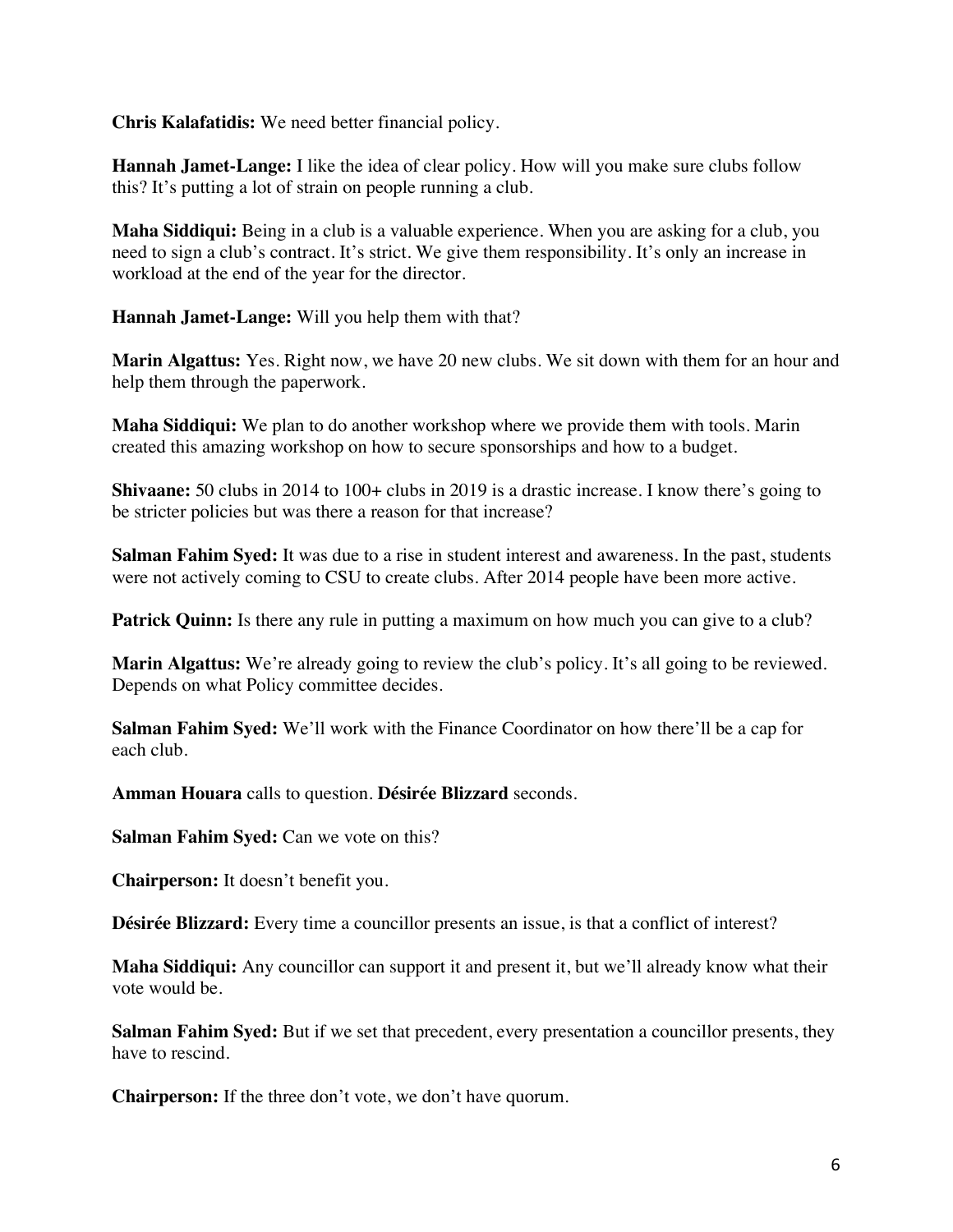**Chris Kalafatidis:** We need better financial policy.

**Hannah Jamet-Lange:** I like the idea of clear policy. How will you make sure clubs follow this? It's putting a lot of strain on people running a club.

**Maha Siddiqui:** Being in a club is a valuable experience. When you are asking for a club, you need to sign a club's contract. It's strict. We give them responsibility. It's only an increase in workload at the end of the year for the director.

**Hannah Jamet-Lange:** Will you help them with that?

**Marin Algattus:** Yes. Right now, we have 20 new clubs. We sit down with them for an hour and help them through the paperwork.

**Maha Siddiqui:** We plan to do another workshop where we provide them with tools. Marin created this amazing workshop on how to secure sponsorships and how to a budget.

**Shivaane:** 50 clubs in 2014 to 100+ clubs in 2019 is a drastic increase. I know there's going to be stricter policies but was there a reason for that increase?

**Salman Fahim Syed:** It was due to a rise in student interest and awareness. In the past, students were not actively coming to CSU to create clubs. After 2014 people have been more active.

**Patrick Quinn:** Is there any rule in putting a maximum on how much you can give to a club?

**Marin Algattus:** We're already going to review the club's policy. It's all going to be reviewed. Depends on what Policy committee decides.

**Salman Fahim Syed:** We'll work with the Finance Coordinator on how there'll be a cap for each club.

**Amman Houara** calls to question. **Désirée Blizzard** seconds.

**Salman Fahim Syed:** Can we vote on this?

**Chairperson:** It doesn't benefit you.

**Désirée Blizzard:** Every time a councillor presents an issue, is that a conflict of interest?

**Maha Siddiqui:** Any councillor can support it and present it, but we'll already know what their vote would be.

**Salman Fahim Syed:** But if we set that precedent, every presentation a councillor presents, they have to rescind.

**Chairperson:** If the three don't vote, we don't have quorum.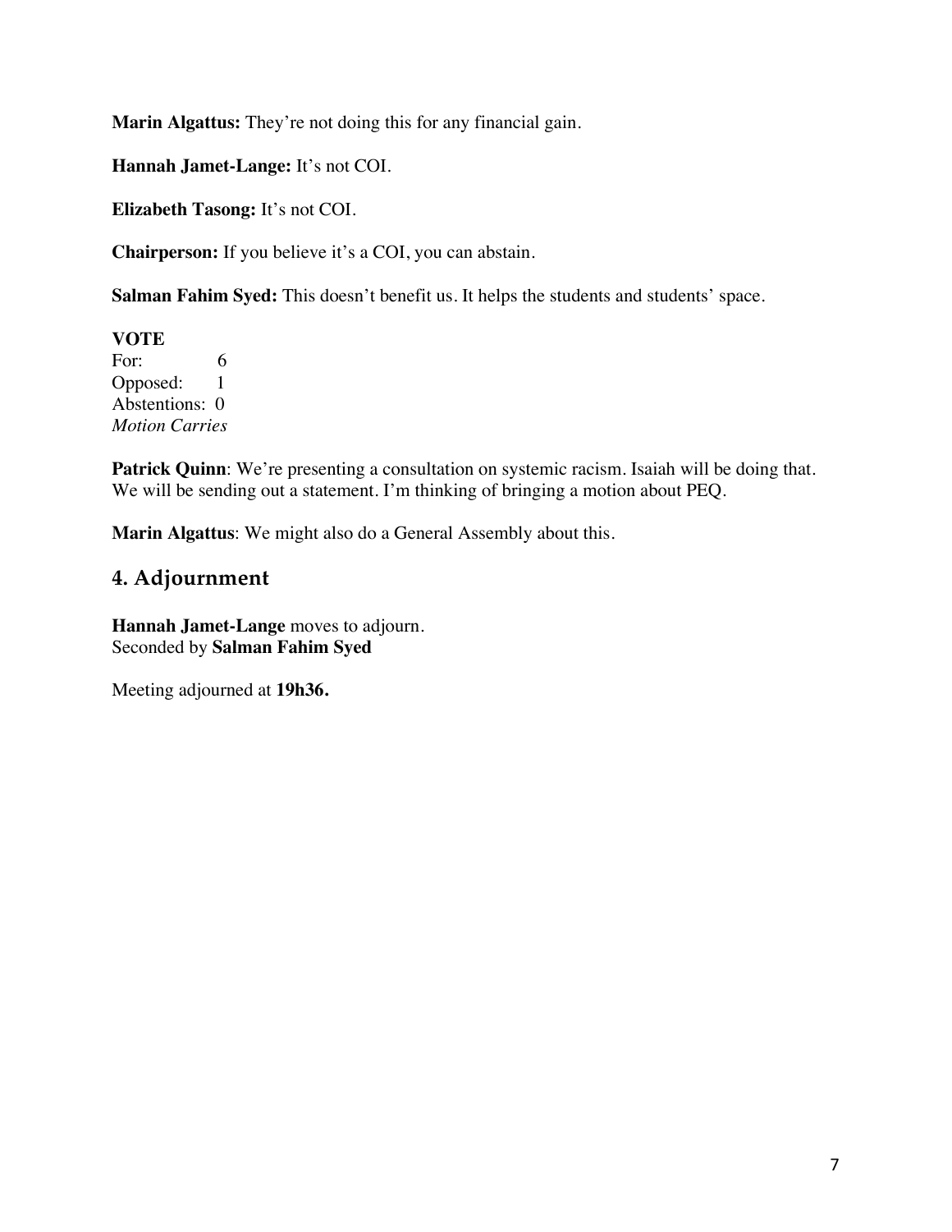**Marin Algattus:** They're not doing this for any financial gain.

**Hannah Jamet-Lange:** It's not COI.

**Elizabeth Tasong:** It's not COI.

**Chairperson:** If you believe it's a COI, you can abstain.

**Salman Fahim Syed:** This doesn't benefit us. It helps the students and students' space.

**VOTE**
For: 6
Opposed: 1
Abstentions: 0
*Motion Carries*

**Patrick Quinn**: We're presenting a consultation on systemic racism. Isaiah will be doing that. We will be sending out a statement. I'm thinking of bringing a motion about PEQ.

**Marin Algattus**: We might also do a General Assembly about this.

## 4. Adjournment

**Hannah Jamet-Lange** moves to adjourn.
Seconded by **Salman Fahim Syed**

Meeting adjourned at **19h36.**